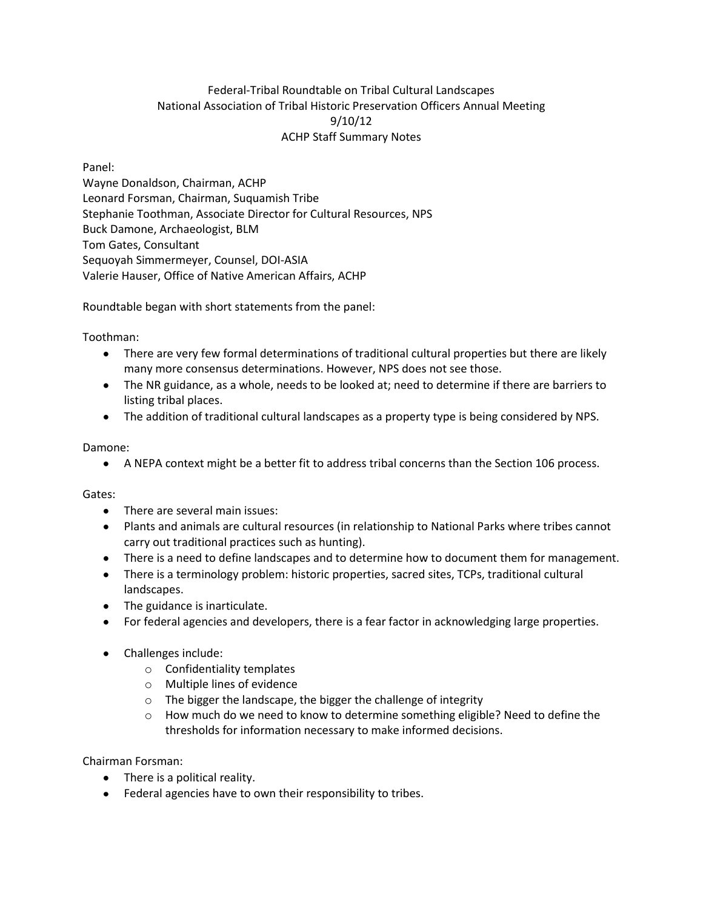# Federal-Tribal Roundtable on Tribal Cultural Landscapes
## National Association of Tribal Historic Preservation Officers Annual Meeting
## 9/10/12
## ACHP Staff Summary Notes

Panel:
Wayne Donaldson, Chairman, ACHP
Leonard Forsman, Chairman, Suquamish Tribe
Stephanie Toothman, Associate Director for Cultural Resources, NPS
Buck Damone, Archaeologist, BLM
Tom Gates, Consultant
Sequoyah Simmermeyer, Counsel, DOI-ASIA
Valerie Hauser, Office of Native American Affairs, ACHP

Roundtable began with short statements from the panel:

Toothman:

- There are very few formal determinations of traditional cultural properties but there are likely many more consensus determinations. However, NPS does not see those.
- The NR guidance, as a whole, needs to be looked at; need to determine if there are barriers to listing tribal places.
- The addition of traditional cultural landscapes as a property type is being considered by NPS.

Damone:

- A NEPA context might be a better fit to address tribal concerns than the Section 106 process.

Gates:

- There are several main issues:
- Plants and animals are cultural resources (in relationship to National Parks where tribes cannot carry out traditional practices such as hunting).
- There is a need to define landscapes and to determine how to document them for management.
- There is a terminology problem: historic properties, sacred sites, TCPs, traditional cultural landscapes.
- The guidance is inarticulate.
- For federal agencies and developers, there is a fear factor in acknowledging large properties.

- Challenges include:
  - Confidentiality templates
  - Multiple lines of evidence
  - The bigger the landscape, the bigger the challenge of integrity
  - How much do we need to know to determine something eligible? Need to define the thresholds for information necessary to make informed decisions.

Chairman Forsman:

- There is a political reality.
- Federal agencies have to own their responsibility to tribes.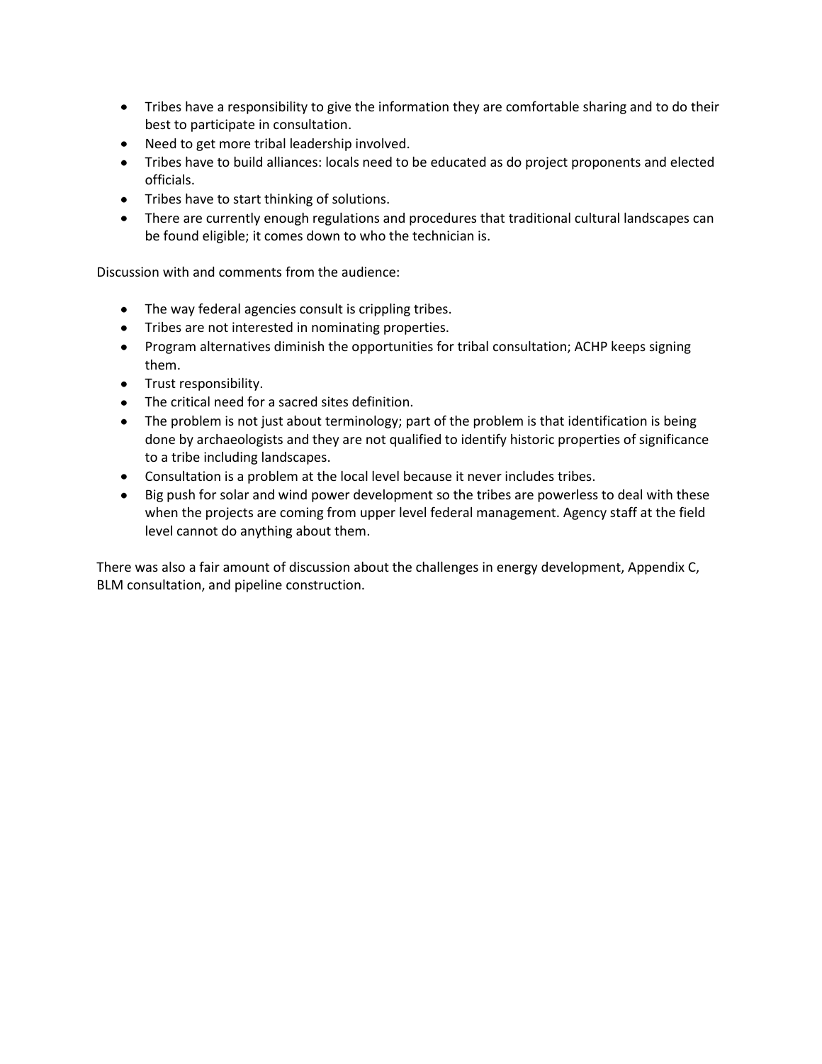- Tribes have a responsibility to give the information they are comfortable sharing and to do their best to participate in consultation.
- Need to get more tribal leadership involved.
- Tribes have to build alliances: locals need to be educated as do project proponents and elected officials.
- Tribes have to start thinking of solutions.
- There are currently enough regulations and procedures that traditional cultural landscapes can be found eligible; it comes down to who the technician is.

Discussion with and comments from the audience:

- The way federal agencies consult is crippling tribes.
- Tribes are not interested in nominating properties.
- Program alternatives diminish the opportunities for tribal consultation; ACHP keeps signing them.
- Trust responsibility.
- The critical need for a sacred sites definition.
- The problem is not just about terminology; part of the problem is that identification is being done by archaeologists and they are not qualified to identify historic properties of significance to a tribe including landscapes.
- Consultation is a problem at the local level because it never includes tribes.
- Big push for solar and wind power development so the tribes are powerless to deal with these when the projects are coming from upper level federal management. Agency staff at the field level cannot do anything about them.

There was also a fair amount of discussion about the challenges in energy development, Appendix C, BLM consultation, and pipeline construction.